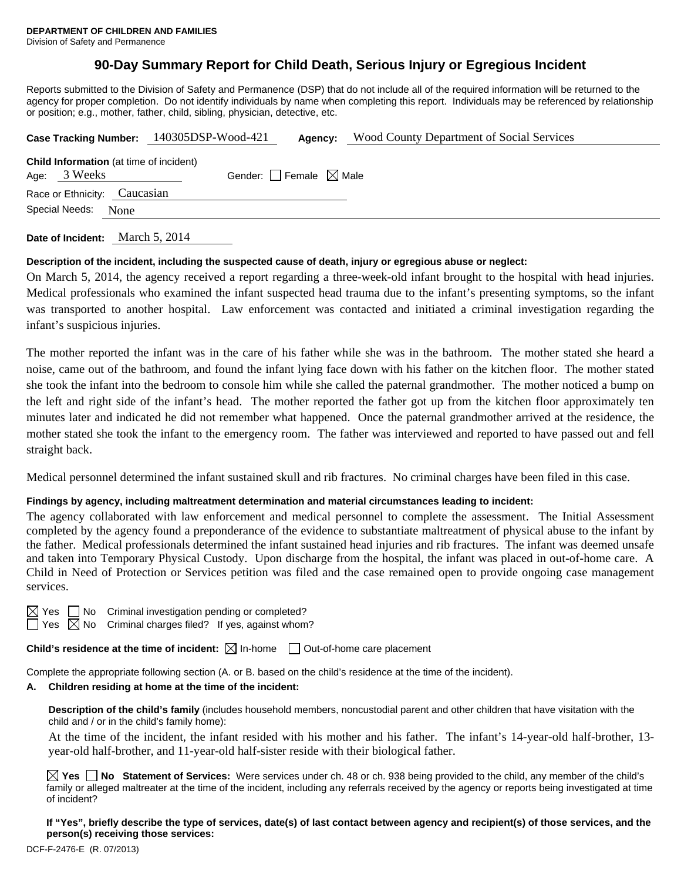**DEPARTMENT OF CHILDREN AND FAMILIES**
Division of Safety and Permanence

# 90-Day Summary Report for Child Death, Serious Injury or Egregious Incident

Reports submitted to the Division of Safety and Permanence (DSP) that do not include all of the required information will be returned to the agency for proper completion. Do not identify individuals by name when completing this report. Individuals may be referenced by relationship or position; e.g., mother, father, child, sibling, physician, detective, etc.

**Case Tracking Number:** 140305DSP-Wood-421 **Agency:** Wood County Department of Social Services

**Child Information** (at time of incident)
Age: 3 Weeks Gender: ☐ Female ☒ Male
Race or Ethnicity: Caucasian
Special Needs: None

**Date of Incident:** March 5, 2014

**Description of the incident, including the suspected cause of death, injury or egregious abuse or neglect:**

On March 5, 2014, the agency received a report regarding a three-week-old infant brought to the hospital with head injuries. Medical professionals who examined the infant suspected head trauma due to the infant's presenting symptoms, so the infant was transported to another hospital. Law enforcement was contacted and initiated a criminal investigation regarding the infant's suspicious injuries.

The mother reported the infant was in the care of his father while she was in the bathroom. The mother stated she heard a noise, came out of the bathroom, and found the infant lying face down with his father on the kitchen floor. The mother stated she took the infant into the bedroom to console him while she called the paternal grandmother. The mother noticed a bump on the left and right side of the infant's head. The mother reported the father got up from the kitchen floor approximately ten minutes later and indicated he did not remember what happened. Once the paternal grandmother arrived at the residence, the mother stated she took the infant to the emergency room. The father was interviewed and reported to have passed out and fell straight back.

Medical personnel determined the infant sustained skull and rib fractures. No criminal charges have been filed in this case.

**Findings by agency, including maltreatment determination and material circumstances leading to incident:**

The agency collaborated with law enforcement and medical personnel to complete the assessment. The Initial Assessment completed by the agency found a preponderance of the evidence to substantiate maltreatment of physical abuse to the infant by the father. Medical professionals determined the infant sustained head injuries and rib fractures. The infant was deemed unsafe and taken into Temporary Physical Custody. Upon discharge from the hospital, the infant was placed in out-of-home care. A Child in Need of Protection or Services petition was filed and the case remained open to provide ongoing case management services.

☒ Yes ☐ No Criminal investigation pending or completed?
☐ Yes ☒ No Criminal charges filed? If yes, against whom?

**Child's residence at the time of incident:** ☒ In-home ☐ Out-of-home care placement

Complete the appropriate following section (A. or B. based on the child's residence at the time of the incident).

**A. Children residing at home at the time of the incident:**

**Description of the child's family** (includes household members, noncustodial parent and other children that have visitation with the child and / or in the child's family home):

At the time of the incident, the infant resided with his mother and his father. The infant's 14-year-old half-brother, 13-year-old half-brother, and 11-year-old half-sister reside with their biological father.

☒ **Yes** ☐ **No** **Statement of Services:** Were services under ch. 48 or ch. 938 being provided to the child, any member of the child's family or alleged maltreater at the time of the incident, including any referrals received by the agency or reports being investigated at time of incident?

**If "Yes", briefly describe the type of services, date(s) of last contact between agency and recipient(s) of those services, and the person(s) receiving those services:**

DCF-F-2476-E (R. 07/2013)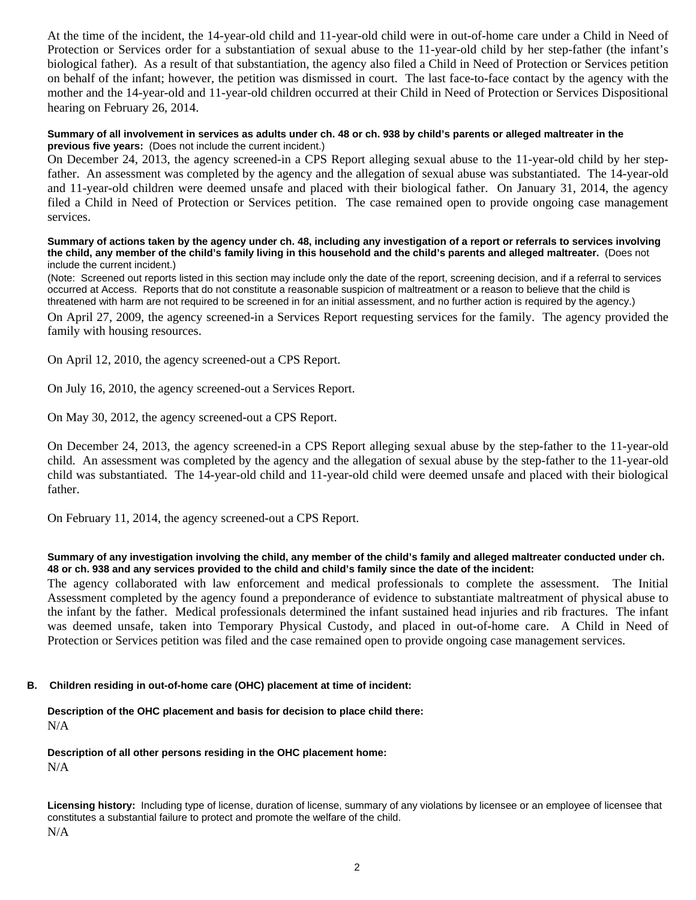At the time of the incident, the 14-year-old child and 11-year-old child were in out-of-home care under a Child in Need of Protection or Services order for a substantiation of sexual abuse to the 11-year-old child by her step-father (the infant's biological father). As a result of that substantiation, the agency also filed a Child in Need of Protection or Services petition on behalf of the infant; however, the petition was dismissed in court. The last face-to-face contact by the agency with the mother and the 14-year-old and 11-year-old children occurred at their Child in Need of Protection or Services Dispositional hearing on February 26, 2014.

**Summary of all involvement in services as adults under ch. 48 or ch. 938 by child's parents or alleged maltreater in the previous five years:** (Does not include the current incident.)

On December 24, 2013, the agency screened-in a CPS Report alleging sexual abuse to the 11-year-old child by her step-father. An assessment was completed by the agency and the allegation of sexual abuse was substantiated. The 14-year-old and 11-year-old children were deemed unsafe and placed with their biological father. On January 31, 2014, the agency filed a Child in Need of Protection or Services petition. The case remained open to provide ongoing case management services.

**Summary of actions taken by the agency under ch. 48, including any investigation of a report or referrals to services involving the child, any member of the child's family living in this household and the child's parents and alleged maltreater.** (Does not include the current incident.)

(Note: Screened out reports listed in this section may include only the date of the report, screening decision, and if a referral to services occurred at Access. Reports that do not constitute a reasonable suspicion of maltreatment or a reason to believe that the child is threatened with harm are not required to be screened in for an initial assessment, and no further action is required by the agency.)

On April 27, 2009, the agency screened-in a Services Report requesting services for the family. The agency provided the family with housing resources.

On April 12, 2010, the agency screened-out a CPS Report.

On July 16, 2010, the agency screened-out a Services Report.

On May 30, 2012, the agency screened-out a CPS Report.

On December 24, 2013, the agency screened-in a CPS Report alleging sexual abuse by the step-father to the 11-year-old child. An assessment was completed by the agency and the allegation of sexual abuse by the step-father to the 11-year-old child was substantiated. The 14-year-old child and 11-year-old child were deemed unsafe and placed with their biological father.

On February 11, 2014, the agency screened-out a CPS Report.

**Summary of any investigation involving the child, any member of the child's family and alleged maltreater conducted under ch. 48 or ch. 938 and any services provided to the child and child's family since the date of the incident:**

The agency collaborated with law enforcement and medical professionals to complete the assessment. The Initial Assessment completed by the agency found a preponderance of evidence to substantiate maltreatment of physical abuse to the infant by the father. Medical professionals determined the infant sustained head injuries and rib fractures. The infant was deemed unsafe, taken into Temporary Physical Custody, and placed in out-of-home care. A Child in Need of Protection or Services petition was filed and the case remained open to provide ongoing case management services.

## B. Children residing in out-of-home care (OHC) placement at time of incident:

**Description of the OHC placement and basis for decision to place child there:**

N/A

**Description of all other persons residing in the OHC placement home:**

N/A

**Licensing history:** Including type of license, duration of license, summary of any violations by licensee or an employee of licensee that constitutes a substantial failure to protect and promote the welfare of the child.

N/A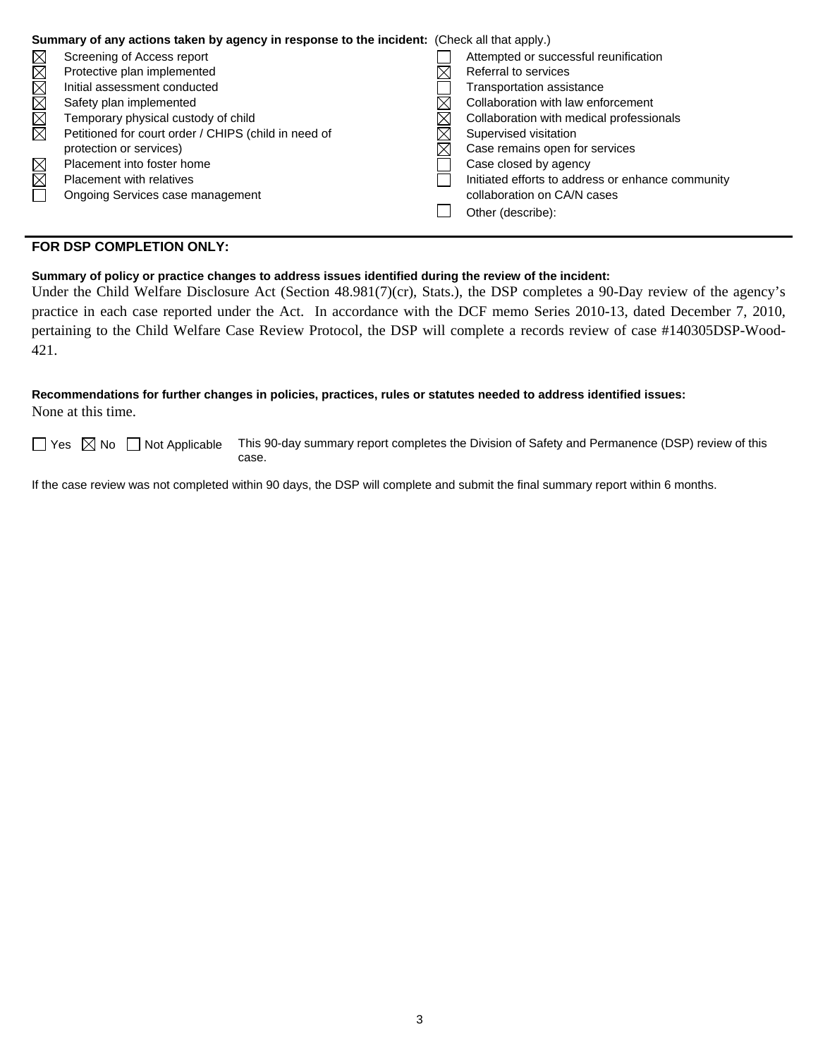**Summary of any actions taken by agency in response to the incident:** (Check all that apply.)

- ☒ Screening of Access report
- ☒ Protective plan implemented
- ☒ Initial assessment conducted
- ☒ Safety plan implemented
- ☒ Temporary physical custody of child
- ☒ Petitioned for court order / CHIPS (child in need of protection or services)
- ☒ Placement into foster home
- ☒ Placement with relatives
- ☐ Ongoing Services case management
- ☐ Attempted or successful reunification
- ☒ Referral to services
- ☐ Transportation assistance
- ☒ Collaboration with law enforcement
- ☒ Collaboration with medical professionals
- ☒ Supervised visitation
- ☒ Case remains open for services
- ☐ Case closed by agency
- ☐ Initiated efforts to address or enhance community collaboration on CA/N cases
- ☐ Other (describe):

## FOR DSP COMPLETION ONLY:

**Summary of policy or practice changes to address issues identified during the review of the incident:**

Under the Child Welfare Disclosure Act (Section 48.981(7)(cr), Stats.), the DSP completes a 90-Day review of the agency's practice in each case reported under the Act. In accordance with the DCF memo Series 2010-13, dated December 7, 2010, pertaining to the Child Welfare Case Review Protocol, the DSP will complete a records review of case #140305DSP-Wood-421.

**Recommendations for further changes in policies, practices, rules or statutes needed to address identified issues:**

None at this time.

☐ Yes ☒ No ☐ Not Applicable This 90-day summary report completes the Division of Safety and Permanence (DSP) review of this case.

If the case review was not completed within 90 days, the DSP will complete and submit the final summary report within 6 months.